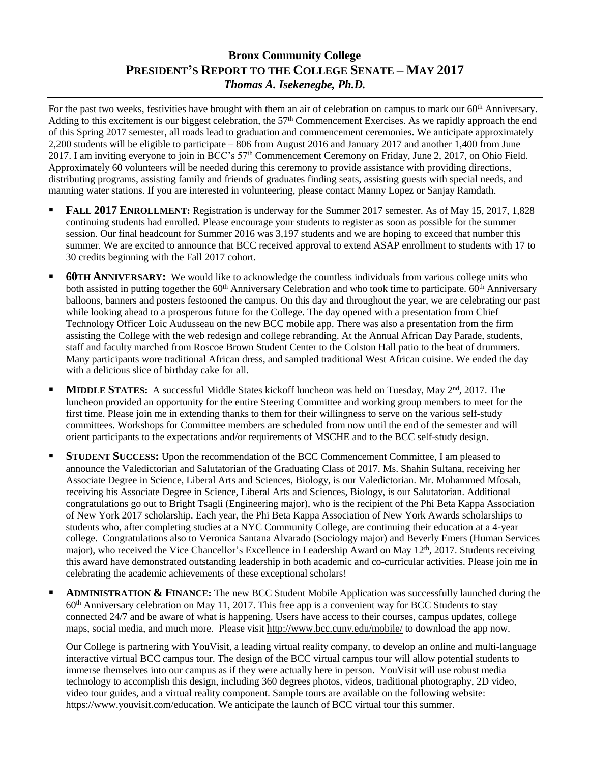# Bronx Community College

## PRESIDENT'S REPORT TO THE COLLEGE SENATE – MAY 2017

***Thomas A. Isekenegbe, Ph.D.***

For the past two weeks, festivities have brought with them an air of celebration on campus to mark our 60th Anniversary. Adding to this excitement is our biggest celebration, the 57th Commencement Exercises. As we rapidly approach the end of this Spring 2017 semester, all roads lead to graduation and commencement ceremonies. We anticipate approximately 2,200 students will be eligible to participate – 806 from August 2016 and January 2017 and another 1,400 from June 2017. I am inviting everyone to join in BCC's 57th Commencement Ceremony on Friday, June 2, 2017, on Ohio Field. Approximately 60 volunteers will be needed during this ceremony to provide assistance with providing directions, distributing programs, assisting family and friends of graduates finding seats, assisting guests with special needs, and manning water stations. If you are interested in volunteering, please contact Manny Lopez or Sanjay Ramdath.

- **FALL 2017 ENROLLMENT:** Registration is underway for the Summer 2017 semester. As of May 15, 2017, 1,828 continuing students had enrolled. Please encourage your students to register as soon as possible for the summer session. Our final headcount for Summer 2016 was 3,197 students and we are hoping to exceed that number this summer. We are excited to announce that BCC received approval to extend ASAP enrollment to students with 17 to 30 credits beginning with the Fall 2017 cohort.

- **60TH ANNIVERSARY:** We would like to acknowledge the countless individuals from various college units who both assisted in putting together the 60th Anniversary Celebration and who took time to participate. 60th Anniversary balloons, banners and posters festooned the campus. On this day and throughout the year, we are celebrating our past while looking ahead to a prosperous future for the College. The day opened with a presentation from Chief Technology Officer Loic Audusseau on the new BCC mobile app. There was also a presentation from the firm assisting the College with the web redesign and college rebranding. At the Annual African Day Parade, students, staff and faculty marched from Roscoe Brown Student Center to the Colston Hall patio to the beat of drummers. Many participants wore traditional African dress, and sampled traditional West African cuisine. We ended the day with a delicious slice of birthday cake for all.

- **MIDDLE STATES:** A successful Middle States kickoff luncheon was held on Tuesday, May 2nd, 2017. The luncheon provided an opportunity for the entire Steering Committee and working group members to meet for the first time. Please join me in extending thanks to them for their willingness to serve on the various self-study committees. Workshops for Committee members are scheduled from now until the end of the semester and will orient participants to the expectations and/or requirements of MSCHE and to the BCC self-study design.

- **STUDENT SUCCESS:** Upon the recommendation of the BCC Commencement Committee, I am pleased to announce the Valedictorian and Salutatorian of the Graduating Class of 2017. Ms. Shahin Sultana, receiving her Associate Degree in Science, Liberal Arts and Sciences, Biology, is our Valedictorian. Mr. Mohammed Mfosah, receiving his Associate Degree in Science, Liberal Arts and Sciences, Biology, is our Salutatorian. Additional congratulations go out to Bright Tsagli (Engineering major), who is the recipient of the Phi Beta Kappa Association of New York 2017 scholarship. Each year, the Phi Beta Kappa Association of New York Awards scholarships to students who, after completing studies at a NYC Community College, are continuing their education at a 4-year college. Congratulations also to Veronica Santana Alvarado (Sociology major) and Beverly Emers (Human Services major), who received the Vice Chancellor's Excellence in Leadership Award on May 12th, 2017. Students receiving this award have demonstrated outstanding leadership in both academic and co-curricular activities. Please join me in celebrating the academic achievements of these exceptional scholars!

- **ADMINISTRATION & FINANCE:** The new BCC Student Mobile Application was successfully launched during the 60th Anniversary celebration on May 11, 2017. This free app is a convenient way for BCC Students to stay connected 24/7 and be aware of what is happening. Users have access to their courses, campus updates, college maps, social media, and much more. Please visit http://www.bcc.cuny.edu/mobile/ to download the app now.

  Our College is partnering with YouVisit, a leading virtual reality company, to develop an online and multi-language interactive virtual BCC campus tour. The design of the BCC virtual campus tour will allow potential students to immerse themselves into our campus as if they were actually here in person. YouVisit will use robust media technology to accomplish this design, including 360 degrees photos, videos, traditional photography, 2D video, video tour guides, and a virtual reality component. Sample tours are available on the following website: https://www.youvisit.com/education. We anticipate the launch of BCC virtual tour this summer.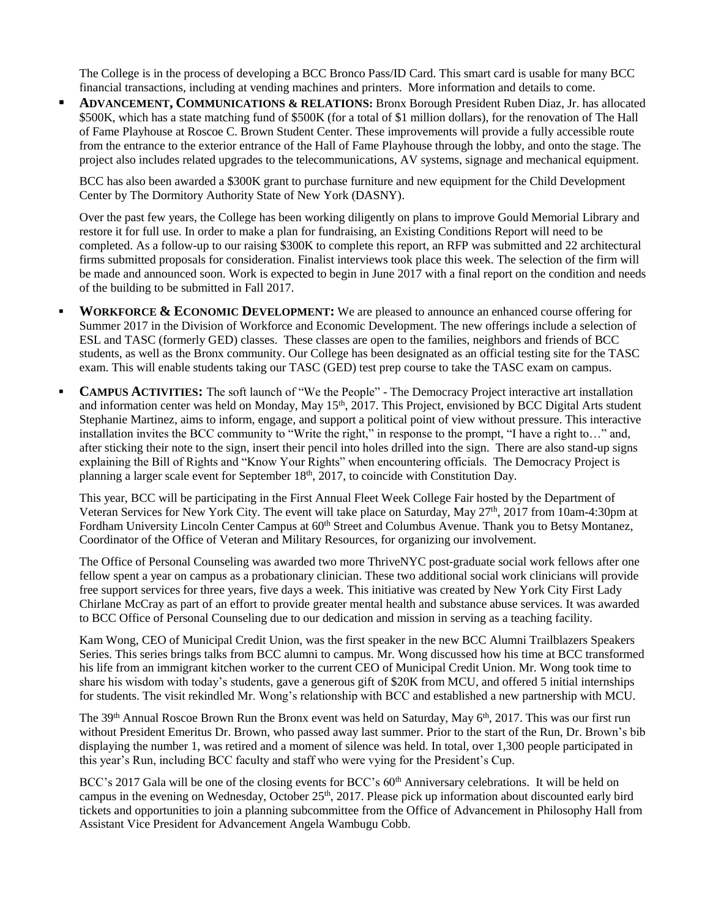The College is in the process of developing a BCC Bronco Pass/ID Card. This smart card is usable for many BCC financial transactions, including at vending machines and printers. More information and details to come.

- **ADVANCEMENT, COMMUNICATIONS & RELATIONS:** Bronx Borough President Ruben Diaz, Jr. has allocated \$500K, which has a state matching fund of \$500K (for a total of \$1 million dollars), for the renovation of The Hall of Fame Playhouse at Roscoe C. Brown Student Center. These improvements will provide a fully accessible route from the entrance to the exterior entrance of the Hall of Fame Playhouse through the lobby, and onto the stage. The project also includes related upgrades to the telecommunications, AV systems, signage and mechanical equipment.

  BCC has also been awarded a \$300K grant to purchase furniture and new equipment for the Child Development Center by The Dormitory Authority State of New York (DASNY).

  Over the past few years, the College has been working diligently on plans to improve Gould Memorial Library and restore it for full use. In order to make a plan for fundraising, an Existing Conditions Report will need to be completed. As a follow-up to our raising \$300K to complete this report, an RFP was submitted and 22 architectural firms submitted proposals for consideration. Finalist interviews took place this week. The selection of the firm will be made and announced soon. Work is expected to begin in June 2017 with a final report on the condition and needs of the building to be submitted in Fall 2017.

- **WORKFORCE & ECONOMIC DEVELOPMENT:** We are pleased to announce an enhanced course offering for Summer 2017 in the Division of Workforce and Economic Development. The new offerings include a selection of ESL and TASC (formerly GED) classes. These classes are open to the families, neighbors and friends of BCC students, as well as the Bronx community. Our College has been designated as an official testing site for the TASC exam. This will enable students taking our TASC (GED) test prep course to take the TASC exam on campus.

- **CAMPUS ACTIVITIES:** The soft launch of "We the People" - The Democracy Project interactive art installation and information center was held on Monday, May 15th, 2017. This Project, envisioned by BCC Digital Arts student Stephanie Martinez, aims to inform, engage, and support a political point of view without pressure. This interactive installation invites the BCC community to "Write the right," in response to the prompt, "I have a right to…" and, after sticking their note to the sign, insert their pencil into holes drilled into the sign. There are also stand-up signs explaining the Bill of Rights and "Know Your Rights" when encountering officials. The Democracy Project is planning a larger scale event for September 18th, 2017, to coincide with Constitution Day.

  This year, BCC will be participating in the First Annual Fleet Week College Fair hosted by the Department of Veteran Services for New York City. The event will take place on Saturday, May 27th, 2017 from 10am-4:30pm at Fordham University Lincoln Center Campus at 60th Street and Columbus Avenue. Thank you to Betsy Montanez, Coordinator of the Office of Veteran and Military Resources, for organizing our involvement.

  The Office of Personal Counseling was awarded two more ThriveNYC post-graduate social work fellows after one fellow spent a year on campus as a probationary clinician. These two additional social work clinicians will provide free support services for three years, five days a week. This initiative was created by New York City First Lady Chirlane McCray as part of an effort to provide greater mental health and substance abuse services. It was awarded to BCC Office of Personal Counseling due to our dedication and mission in serving as a teaching facility.

  Kam Wong, CEO of Municipal Credit Union, was the first speaker in the new BCC Alumni Trailblazers Speakers Series. This series brings talks from BCC alumni to campus. Mr. Wong discussed how his time at BCC transformed his life from an immigrant kitchen worker to the current CEO of Municipal Credit Union. Mr. Wong took time to share his wisdom with today's students, gave a generous gift of \$20K from MCU, and offered 5 initial internships for students. The visit rekindled Mr. Wong's relationship with BCC and established a new partnership with MCU.

  The 39th Annual Roscoe Brown Run the Bronx event was held on Saturday, May 6th, 2017. This was our first run without President Emeritus Dr. Brown, who passed away last summer. Prior to the start of the Run, Dr. Brown's bib displaying the number 1, was retired and a moment of silence was held. In total, over 1,300 people participated in this year's Run, including BCC faculty and staff who were vying for the President's Cup.

  BCC's 2017 Gala will be one of the closing events for BCC's 60th Anniversary celebrations. It will be held on campus in the evening on Wednesday, October 25th, 2017. Please pick up information about discounted early bird tickets and opportunities to join a planning subcommittee from the Office of Advancement in Philosophy Hall from Assistant Vice President for Advancement Angela Wambugu Cobb.